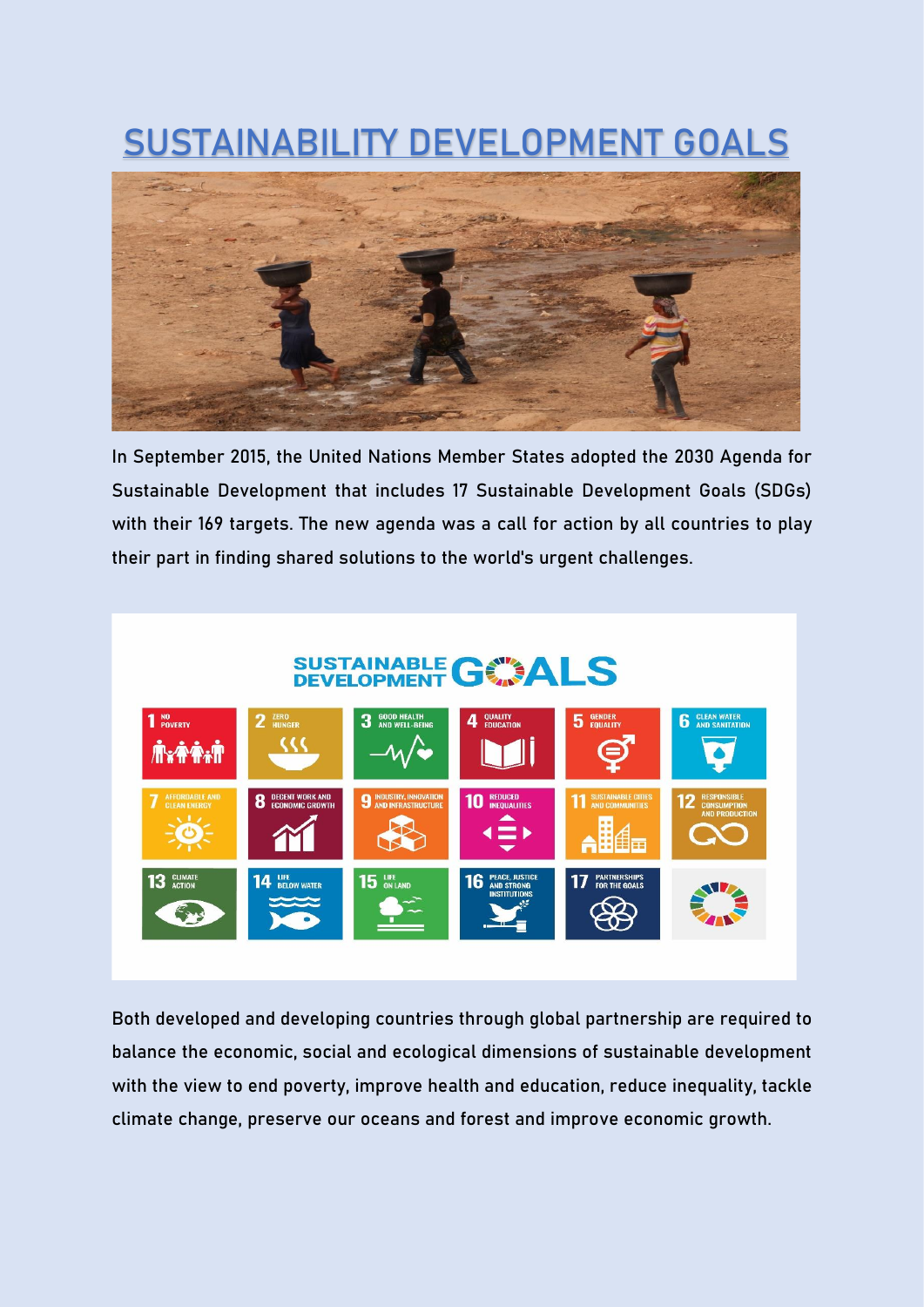# SUSTAINABILITY DEVELOPMENT GOALS

In September 2015, the United Nations Member States adopted the 2030 Agenda for Sustainable Development that includes 17 Sustainable Development Goals (SDGs) with their 169 targets. The new agenda was a call for action by all countries to play their part in finding shared solutions to the world's urgent challenges.

Both developed and developing countries through global partnership are required to balance the economic, social and ecological dimensions of sustainable development with the view to end poverty, improve health and education, reduce inequality, tackle climate change, preserve our oceans and forest and improve economic growth.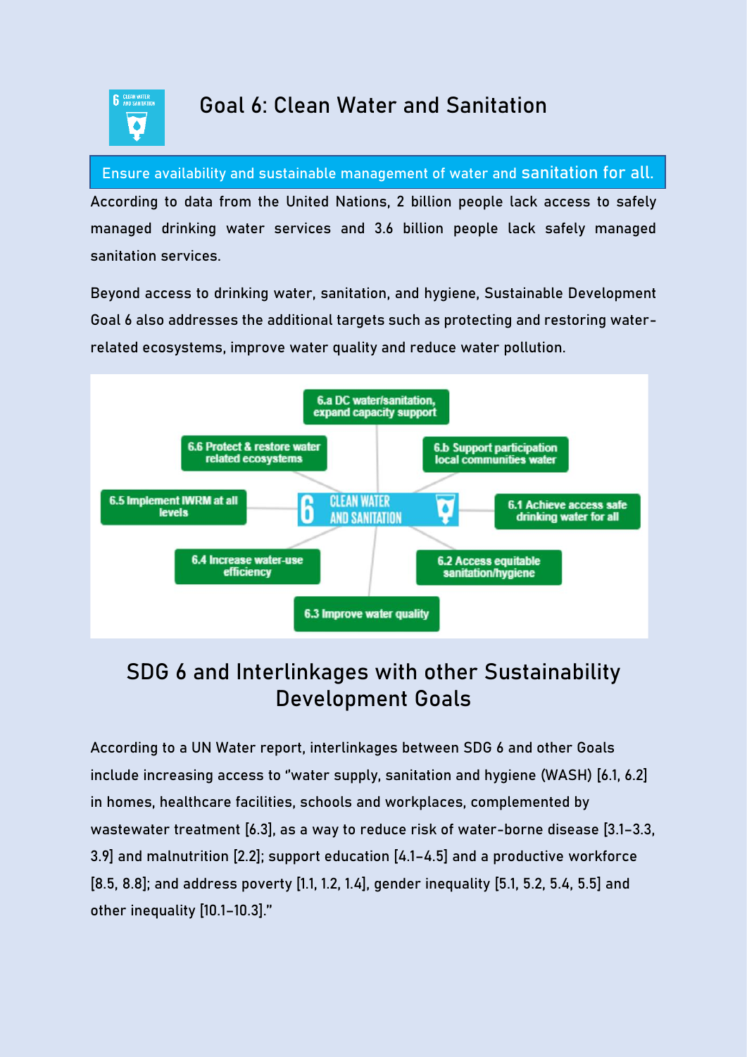# Goal 6: Clean Water and Sanitation

**Ensure availability and sustainable management of water and sanitation for all.**

According to data from the United Nations, 2 billion people lack access to safely managed drinking water services and 3.6 billion people lack safely managed sanitation services.

Beyond access to drinking water, sanitation, and hygiene, Sustainable Development Goal 6 also addresses the additional targets such as protecting and restoring water-related ecosystems, improve water quality and reduce water pollution.

6.a DC water/sanitation, expand capacity support

6.b Support participation local communities water

6.1 Achieve access safe drinking water for all

6.2 Access equitable sanitation/hygiene

6.3 Improve water quality

6.4 Increase water-use efficiency

6.5 Implement IWRM at all levels

6.6 Protect & restore water related ecosystems

6 CLEAN WATER AND SANITATION

## SDG 6 and Interlinkages with other Sustainability Development Goals

According to a UN Water report, interlinkages between SDG 6 and other Goals include increasing access to "water supply, sanitation and hygiene (WASH) [6.1, 6.2] in homes, healthcare facilities, schools and workplaces, complemented by wastewater treatment [6.3], as a way to reduce risk of water-borne disease [3.1–3.3, 3.9] and malnutrition [2.2]; support education [4.1–4.5] and a productive workforce [8.5, 8.8]; and address poverty [1.1, 1.2, 1.4], gender inequality [5.1, 5.2, 5.4, 5.5] and other inequality [10.1–10.3]."